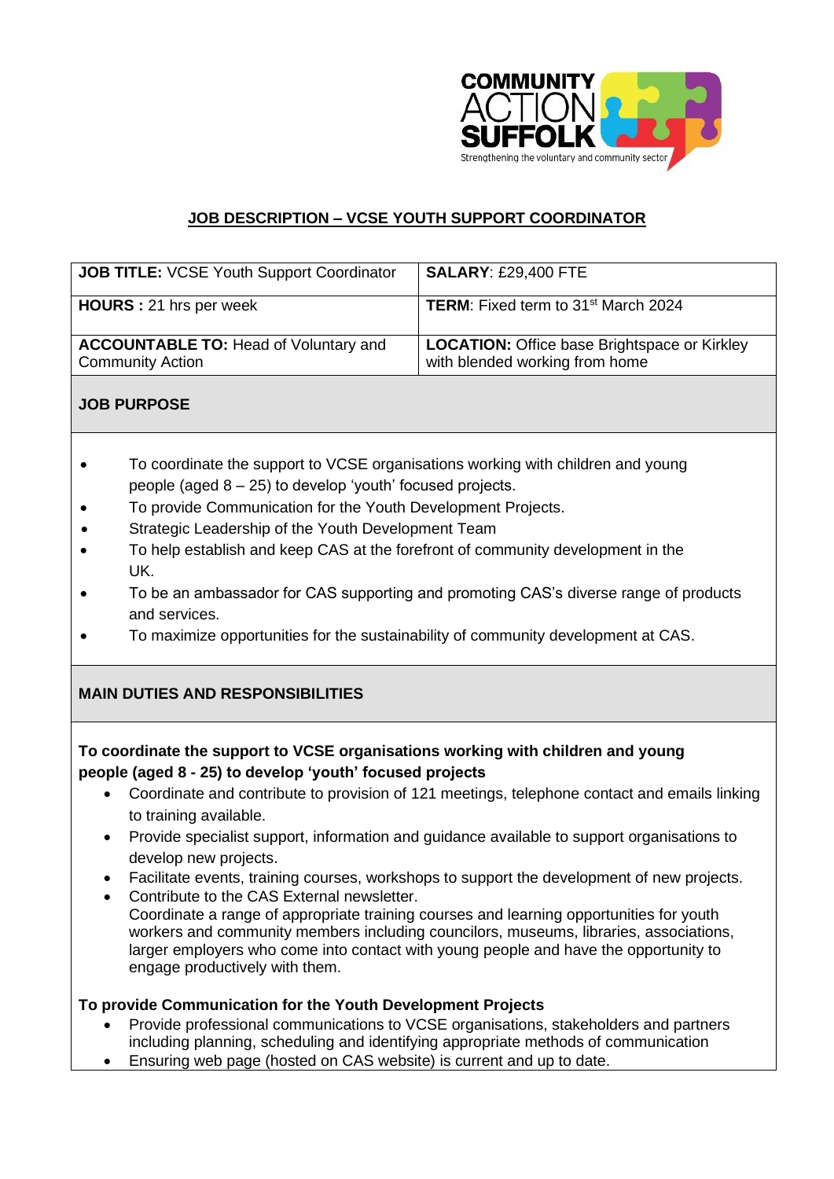COMMUNITY ACTION SUFFOLK
Strengthening the voluntary and community sector

## JOB DESCRIPTION – VCSE YOUTH SUPPORT COORDINATOR

| **JOB TITLE:** VCSE Youth Support Coordinator | **SALARY**: £29,400 FTE |
|---|---|
| **HOURS :** 21 hrs per week | **TERM**: Fixed term to 31st March 2024 |
| **ACCOUNTABLE TO:** Head of Voluntary and Community Action | **LOCATION:** Office base Brightspace or Kirkley with blended working from home |

### JOB PURPOSE

- To coordinate the support to VCSE organisations working with children and young people (aged 8 – 25) to develop 'youth' focused projects.
- To provide Communication for the Youth Development Projects.
- Strategic Leadership of the Youth Development Team
- To help establish and keep CAS at the forefront of community development in the UK.
- To be an ambassador for CAS supporting and promoting CAS's diverse range of products and services.
- To maximize opportunities for the sustainability of community development at CAS.

### MAIN DUTIES AND RESPONSIBILITIES

**To coordinate the support to VCSE organisations working with children and young people (aged 8 - 25) to develop 'youth' focused projects**

- Coordinate and contribute to provision of 121 meetings, telephone contact and emails linking to training available.
- Provide specialist support, information and guidance available to support organisations to develop new projects.
- Facilitate events, training courses, workshops to support the development of new projects.
- Contribute to the CAS External newsletter.
  Coordinate a range of appropriate training courses and learning opportunities for youth workers and community members including councilors, museums, libraries, associations, larger employers who come into contact with young people and have the opportunity to engage productively with them.

**To provide Communication for the Youth Development Projects**

- Provide professional communications to VCSE organisations, stakeholders and partners including planning, scheduling and identifying appropriate methods of communication
- Ensuring web page (hosted on CAS website) is current and up to date.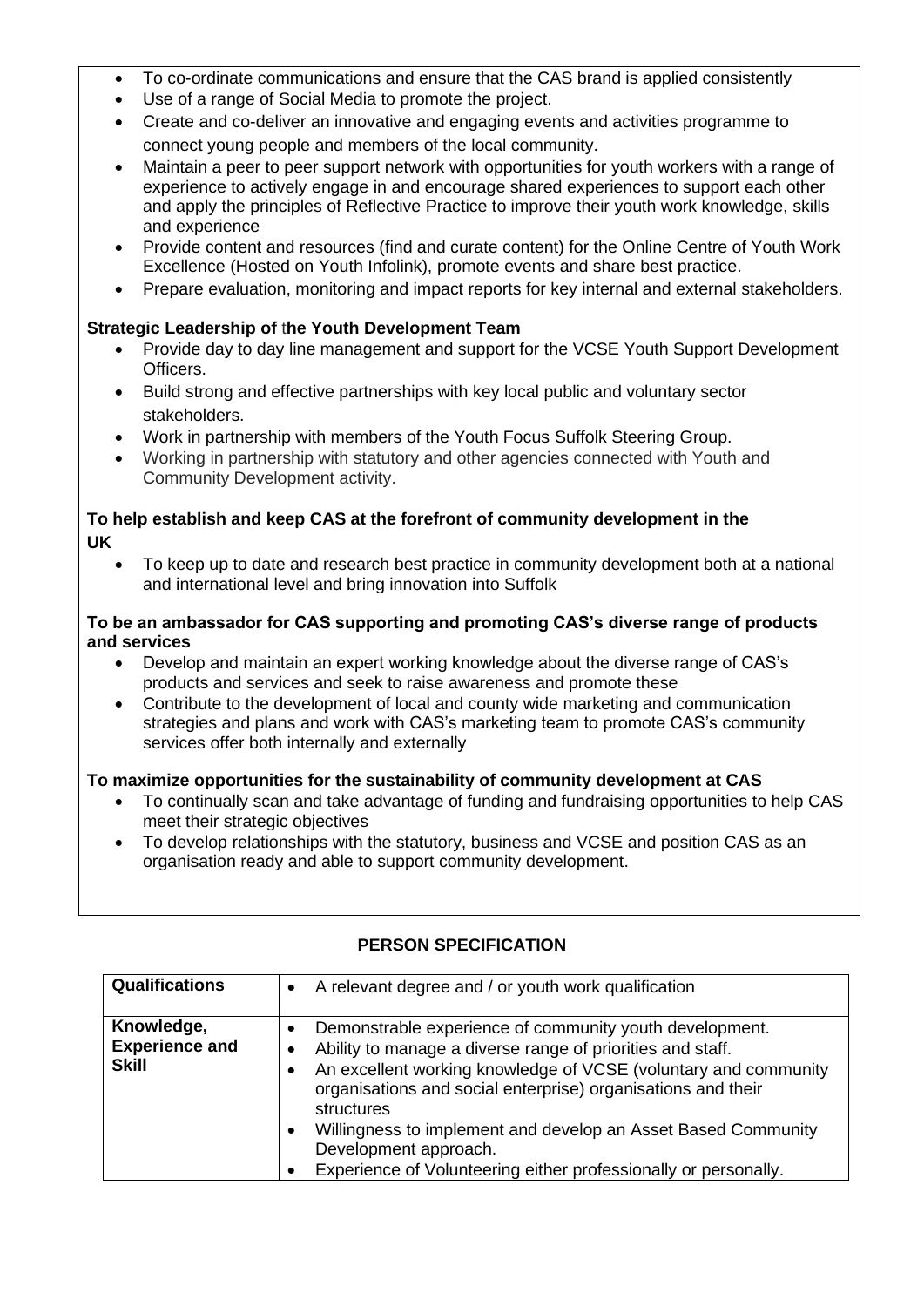- To co-ordinate communications and ensure that the CAS brand is applied consistently
- Use of a range of Social Media to promote the project.
- Create and co-deliver an innovative and engaging events and activities programme to connect young people and members of the local community.
- Maintain a peer to peer support network with opportunities for youth workers with a range of experience to actively engage in and encourage shared experiences to support each other and apply the principles of Reflective Practice to improve their youth work knowledge, skills and experience
- Provide content and resources (find and curate content) for the Online Centre of Youth Work Excellence (Hosted on Youth Infolink), promote events and share best practice.
- Prepare evaluation, monitoring and impact reports for key internal and external stakeholders.

**Strategic Leadership of the Youth Development Team**

- Provide day to day line management and support for the VCSE Youth Support Development Officers.
- Build strong and effective partnerships with key local public and voluntary sector stakeholders.
- Work in partnership with members of the Youth Focus Suffolk Steering Group.
- Working in partnership with statutory and other agencies connected with Youth and Community Development activity.

**To help establish and keep CAS at the forefront of community development in the UK**

- To keep up to date and research best practice in community development both at a national and international level and bring innovation into Suffolk

**To be an ambassador for CAS supporting and promoting CAS's diverse range of products and services**

- Develop and maintain an expert working knowledge about the diverse range of CAS's products and services and seek to raise awareness and promote these
- Contribute to the development of local and county wide marketing and communication strategies and plans and work with CAS's marketing team to promote CAS's community services offer both internally and externally

**To maximize opportunities for the sustainability of community development at CAS**

- To continually scan and take advantage of funding and fundraising opportunities to help CAS meet their strategic objectives
- To develop relationships with the statutory, business and VCSE and position CAS as an organisation ready and able to support community development.

## PERSON SPECIFICATION

| | |
|---|---|
| **Qualifications** | • A relevant degree and / or youth work qualification |
| **Knowledge, Experience and Skill** | • Demonstrable experience of community youth development.<br>• Ability to manage a diverse range of priorities and staff.<br>• An excellent working knowledge of VCSE (voluntary and community organisations and social enterprise) organisations and their structures<br>• Willingness to implement and develop an Asset Based Community Development approach.<br>• Experience of Volunteering either professionally or personally. |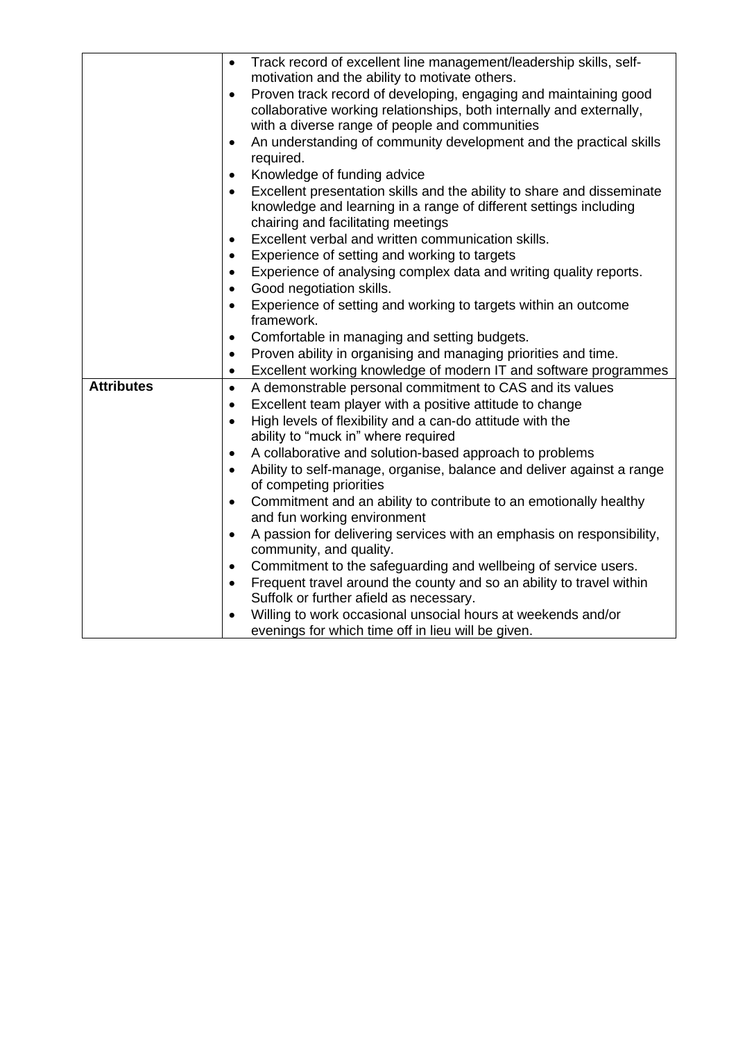| | |
|---|---|
| | • Track record of excellent line management/leadership skills, self-motivation and the ability to motivate others.<br>• Proven track record of developing, engaging and maintaining good collaborative working relationships, both internally and externally, with a diverse range of people and communities<br>• An understanding of community development and the practical skills required.<br>• Knowledge of funding advice<br>• Excellent presentation skills and the ability to share and disseminate knowledge and learning in a range of different settings including chairing and facilitating meetings<br>• Excellent verbal and written communication skills.<br>• Experience of setting and working to targets<br>• Experience of analysing complex data and writing quality reports.<br>• Good negotiation skills.<br>• Experience of setting and working to targets within an outcome framework.<br>• Comfortable in managing and setting budgets.<br>• Proven ability in organising and managing priorities and time.<br>• Excellent working knowledge of modern IT and software programmes |
| **Attributes** | • A demonstrable personal commitment to CAS and its values<br>• Excellent team player with a positive attitude to change<br>• High levels of flexibility and a can-do attitude with the ability to "muck in" where required<br>• A collaborative and solution-based approach to problems<br>• Ability to self-manage, organise, balance and deliver against a range of competing priorities<br>• Commitment and an ability to contribute to an emotionally healthy and fun working environment<br>• A passion for delivering services with an emphasis on responsibility, community, and quality.<br>• Commitment to the safeguarding and wellbeing of service users.<br>• Frequent travel around the county and so an ability to travel within Suffolk or further afield as necessary.<br>• Willing to work occasional unsocial hours at weekends and/or evenings for which time off in lieu will be given. |